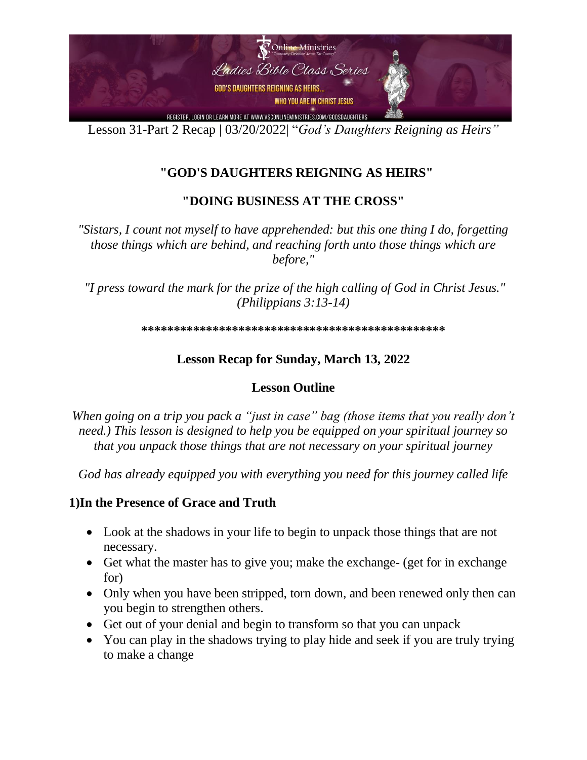Lesson 31-Part 2 Recap | 03/20/2022| "*God's Daughters Reigning as Heirs"*

## "GOD'S DAUGHTERS REIGNING AS HEIRS"

## "DOING BUSINESS AT THE CROSS"

*"Sistars, I count not myself to have apprehended: but this one thing I do, forgetting those things which are behind, and reaching forth unto those things which are before,"*

*"I press toward the mark for the prize of the high calling of God in Christ Jesus." (Philippians 3:13-14)*

**\*\*\*\*\*\*\*\*\*\*\*\*\*\*\*\*\*\*\*\*\*\*\*\*\*\*\*\*\*\*\*\*\*\*\*\*\*\*\*\*\*\*\*\*\*\*\*\*\*\***

### Lesson Recap for Sunday, March 13, 2022

### Lesson Outline

*When going on a trip you pack a "just in case" bag (those items that you really don't need.) This lesson is designed to help you be equipped on your spiritual journey so that you unpack those things that are not necessary on your spiritual journey*

*God has already equipped you with everything you need for this journey called life*

**1)In the Presence of Grace and Truth**

- Look at the shadows in your life to begin to unpack those things that are not necessary.
- Get what the master has to give you; make the exchange- (get for in exchange for)
- Only when you have been stripped, torn down, and been renewed only then can you begin to strengthen others.
- Get out of your denial and begin to transform so that you can unpack
- You can play in the shadows trying to play hide and seek if you are truly trying to make a change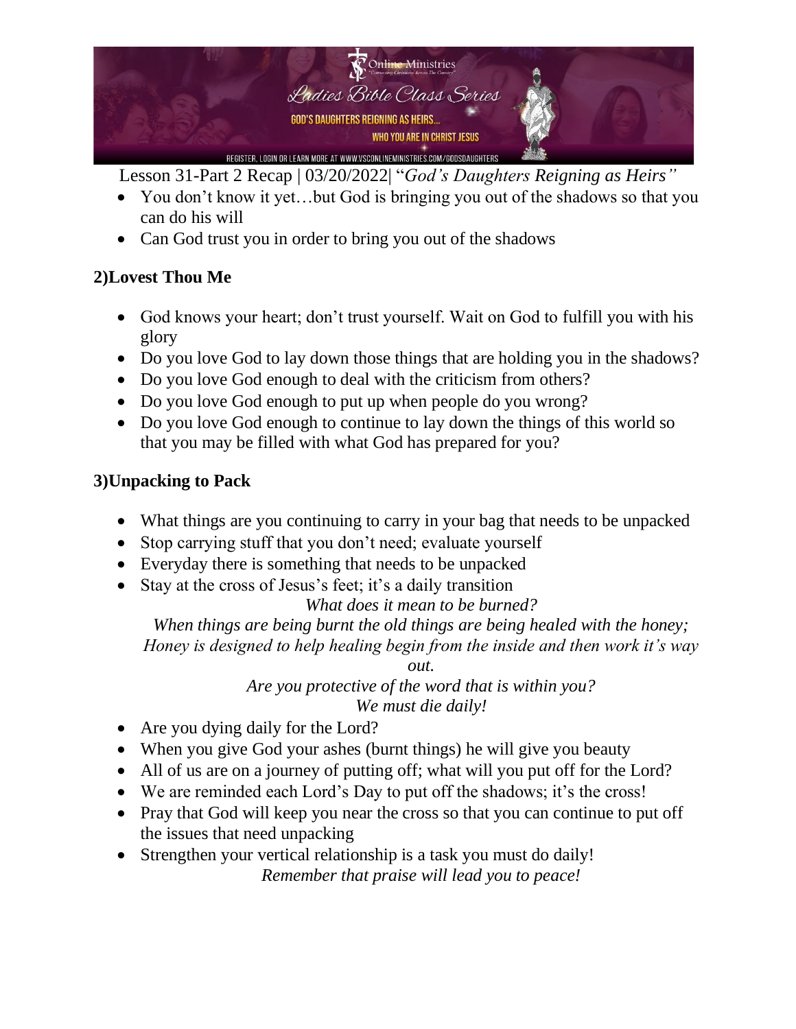Lesson 31-Part 2 Recap | 03/20/2022| "*God's Daughters Reigning as Heirs"*

- You don't know it yet…but God is bringing you out of the shadows so that you can do his will
- Can God trust you in order to bring you out of the shadows

## 2)Lovest Thou Me

- God knows your heart; don't trust yourself. Wait on God to fulfill you with his glory
- Do you love God to lay down those things that are holding you in the shadows?
- Do you love God enough to deal with the criticism from others?
- Do you love God enough to put up when people do you wrong?
- Do you love God enough to continue to lay down the things of this world so that you may be filled with what God has prepared for you?

## 3)Unpacking to Pack

- What things are you continuing to carry in your bag that needs to be unpacked
- Stop carrying stuff that you don't need; evaluate yourself
- Everyday there is something that needs to be unpacked
- Stay at the cross of Jesus's feet; it's a daily transition

*What does it mean to be burned?*

*When things are being burnt the old things are being healed with the honey; Honey is designed to help healing begin from the inside and then work it's way out.*

*Are you protective of the word that is within you?*

*We must die daily!*

- Are you dying daily for the Lord?
- When you give God your ashes (burnt things) he will give you beauty
- All of us are on a journey of putting off; what will you put off for the Lord?
- We are reminded each Lord's Day to put off the shadows; it's the cross!
- Pray that God will keep you near the cross so that you can continue to put off the issues that need unpacking
- Strengthen your vertical relationship is a task you must do daily!

*Remember that praise will lead you to peace!*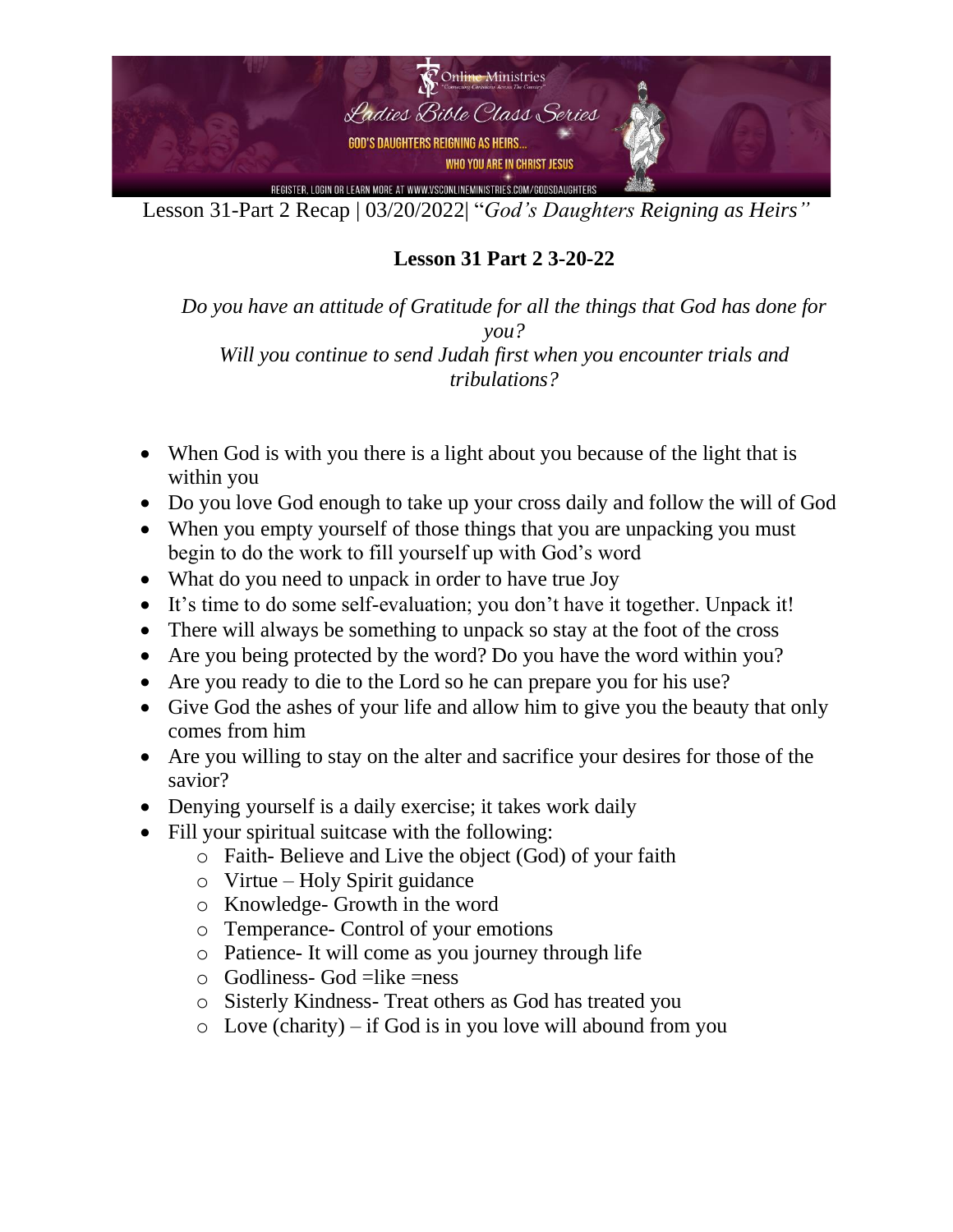Lesson 31-Part 2 Recap | 03/20/2022| "*God's Daughters Reigning as Heirs"*

**Lesson 31 Part 2 3-20-22**

*Do you have an attitude of Gratitude for all the things that God has done for you?*
*Will you continue to send Judah first when you encounter trials and tribulations?*

- When God is with you there is a light about you because of the light that is within you
- Do you love God enough to take up your cross daily and follow the will of God
- When you empty yourself of those things that you are unpacking you must begin to do the work to fill yourself up with God's word
- What do you need to unpack in order to have true Joy
- It's time to do some self-evaluation; you don't have it together. Unpack it!
- There will always be something to unpack so stay at the foot of the cross
- Are you being protected by the word? Do you have the word within you?
- Are you ready to die to the Lord so he can prepare you for his use?
- Give God the ashes of your life and allow him to give you the beauty that only comes from him
- Are you willing to stay on the alter and sacrifice your desires for those of the savior?
- Denying yourself is a daily exercise; it takes work daily
- Fill your spiritual suitcase with the following:
    - Faith- Believe and Live the object (God) of your faith
    - Virtue – Holy Spirit guidance
    - Knowledge- Growth in the word
    - Temperance- Control of your emotions
    - Patience- It will come as you journey through life
    - Godliness- God =like =ness
    - Sisterly Kindness- Treat others as God has treated you
    - Love (charity) – if God is in you love will abound from you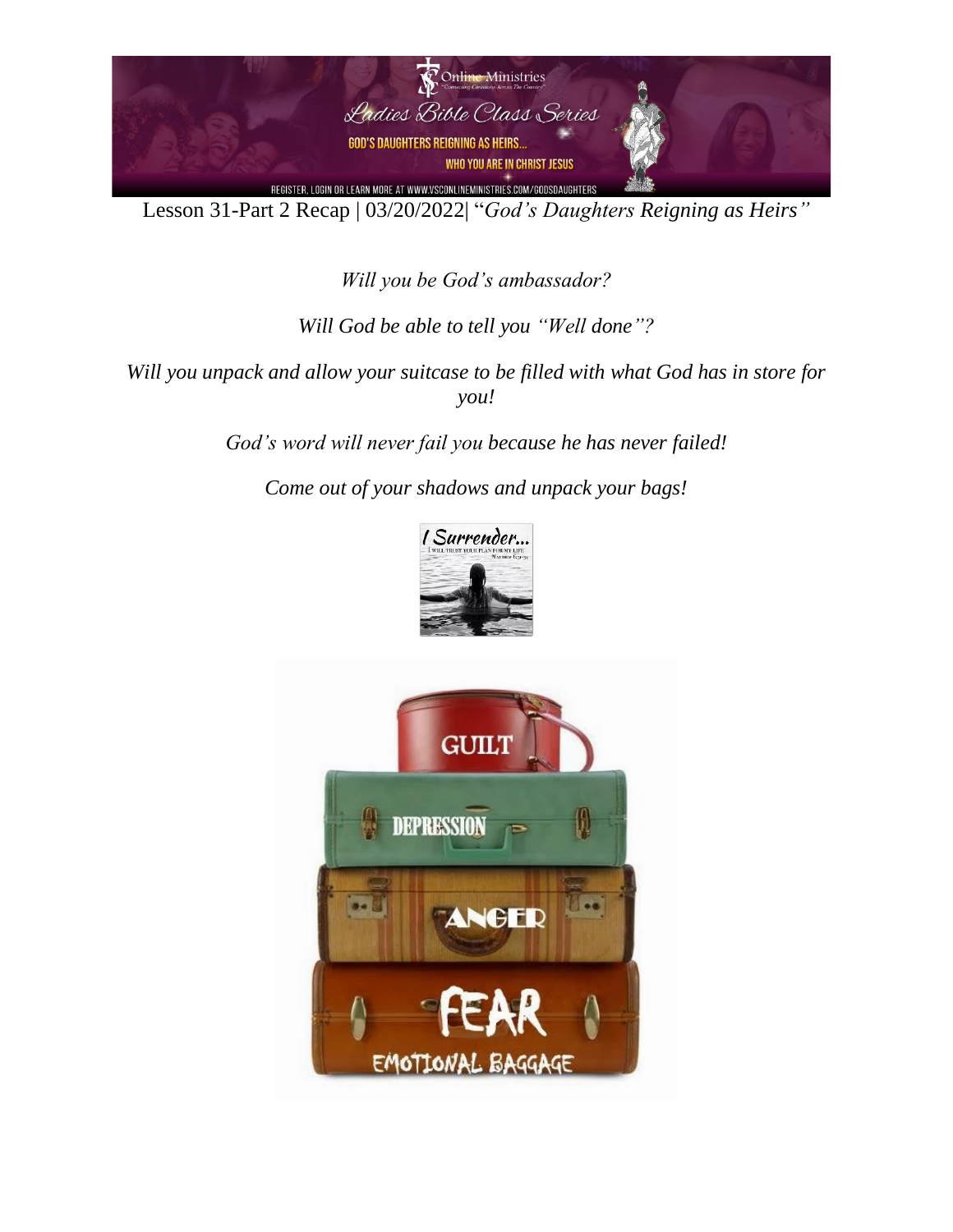Lesson 31-Part 2 Recap | 03/20/2022| "*God's Daughters Reigning as Heirs"*

*Will you be God's ambassador?*

*Will God be able to tell you "Well done"?*

*Will you unpack and allow your suitcase to be filled with what God has in store for you!*

*God's word will never fail you because he has never failed!*

*Come out of your shadows and unpack your bags!*